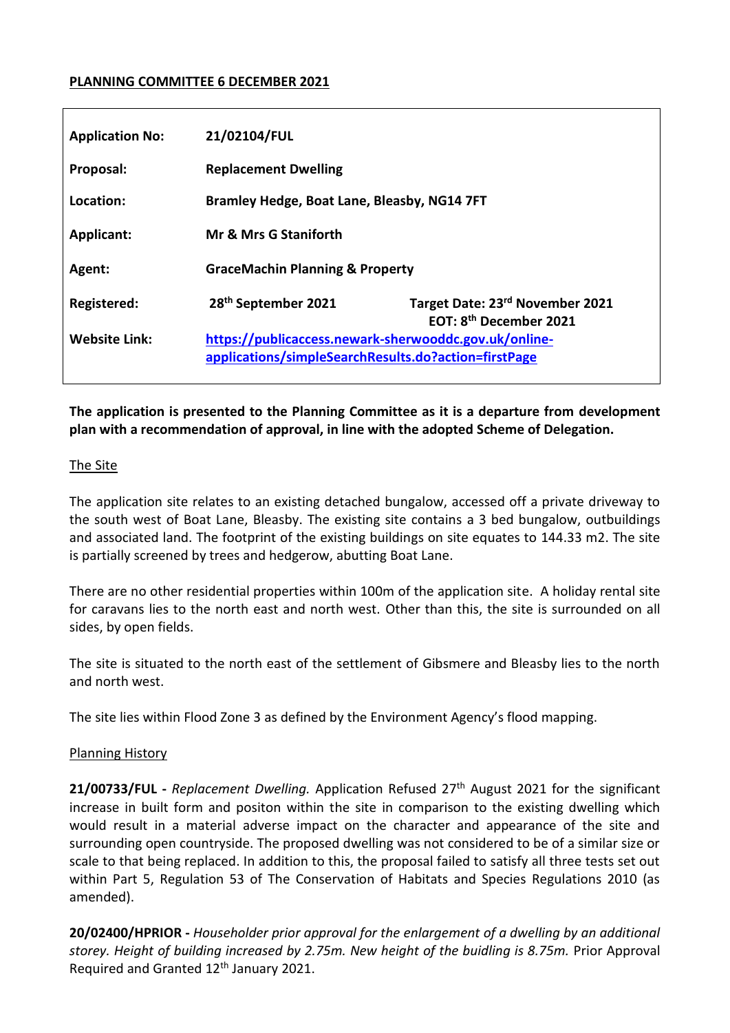**PLANNING COMMITTEE 6 DECEMBER 2021**

| | | |
|---|---|---|
| **Application No:** | **21/02104/FUL** | |
| **Proposal:** | **Replacement Dwelling** | |
| **Location:** | **Bramley Hedge, Boat Lane, Bleasby, NG14 7FT** | |
| **Applicant:** | **Mr & Mrs G Staniforth** | |
| **Agent:** | **GraceMachin Planning & Property** | |
| **Registered:** | **28th September 2021** | **Target Date: 23rd November 2021 EOT: 8th December 2021** |
| **Website Link:** | **https://publicaccess.newark-sherwooddc.gov.uk/online-applications/simpleSearchResults.do?action=firstPage** | |

**The application is presented to the Planning Committee as it is a departure from development plan with a recommendation of approval, in line with the adopted Scheme of Delegation.**

The Site

The application site relates to an existing detached bungalow, accessed off a private driveway to the south west of Boat Lane, Bleasby. The existing site contains a 3 bed bungalow, outbuildings and associated land. The footprint of the existing buildings on site equates to 144.33 m2. The site is partially screened by trees and hedgerow, abutting Boat Lane.

There are no other residential properties within 100m of the application site. A holiday rental site for caravans lies to the north east and north west. Other than this, the site is surrounded on all sides, by open fields.

The site is situated to the north east of the settlement of Gibsmere and Bleasby lies to the north and north west.

The site lies within Flood Zone 3 as defined by the Environment Agency's flood mapping.

Planning History

**21/00733/FUL -** *Replacement Dwelling.* Application Refused 27th August 2021 for the significant increase in built form and positon within the site in comparison to the existing dwelling which would result in a material adverse impact on the character and appearance of the site and surrounding open countryside. The proposed dwelling was not considered to be of a similar size or scale to that being replaced. In addition to this, the proposal failed to satisfy all three tests set out within Part 5, Regulation 53 of The Conservation of Habitats and Species Regulations 2010 (as amended).

**20/02400/HPRIOR -** *Householder prior approval for the enlargement of a dwelling by an additional storey. Height of building increased by 2.75m. New height of the buidling is 8.75m.* Prior Approval Required and Granted 12th January 2021.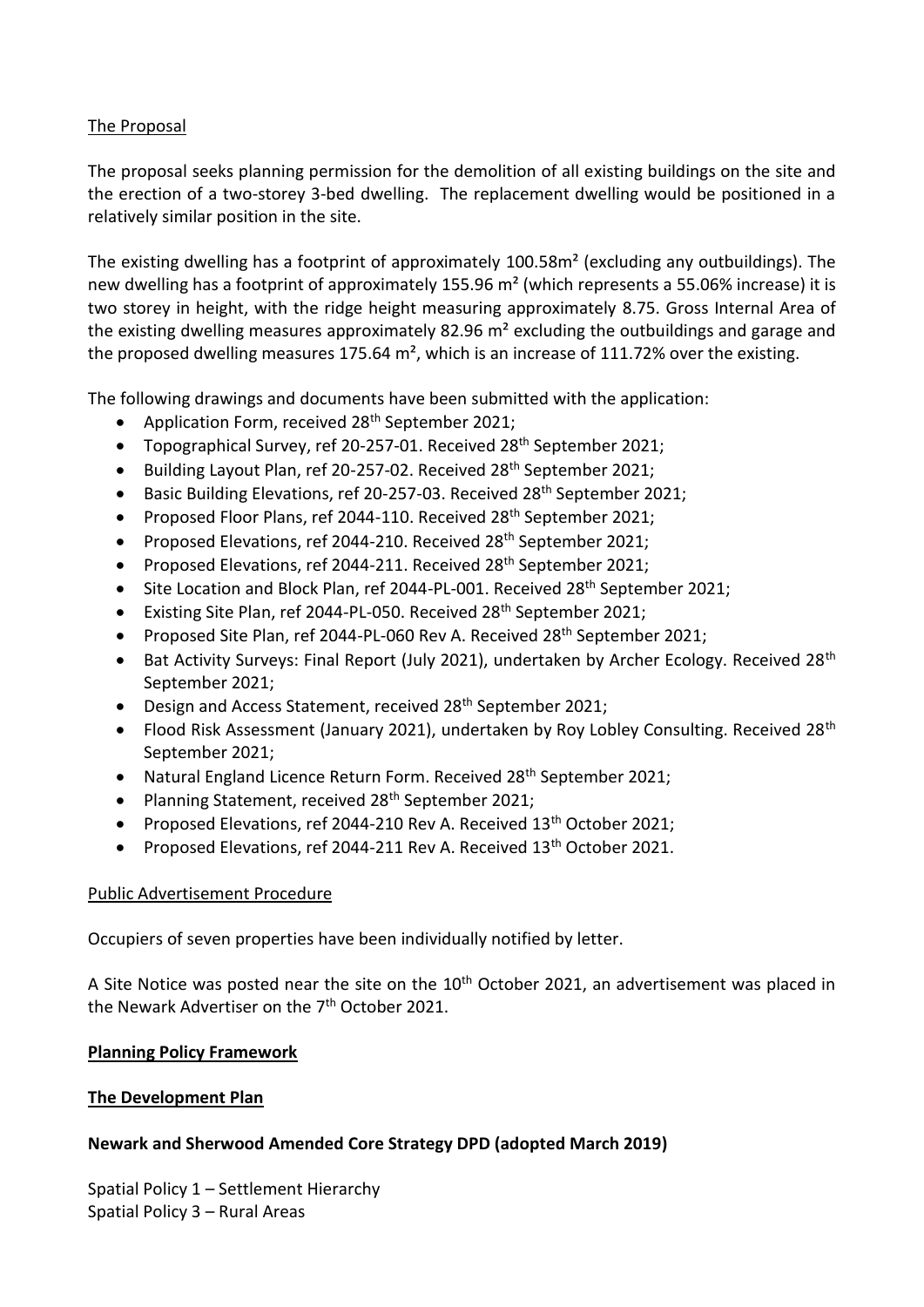## The Proposal

The proposal seeks planning permission for the demolition of all existing buildings on the site and the erection of a two-storey 3-bed dwelling. The replacement dwelling would be positioned in a relatively similar position in the site.

The existing dwelling has a footprint of approximately 100.58m² (excluding any outbuildings). The new dwelling has a footprint of approximately 155.96 m² (which represents a 55.06% increase) it is two storey in height, with the ridge height measuring approximately 8.75. Gross Internal Area of the existing dwelling measures approximately 82.96 m² excluding the outbuildings and garage and the proposed dwelling measures 175.64 m², which is an increase of 111.72% over the existing.

The following drawings and documents have been submitted with the application:

- Application Form, received 28th September 2021;
- Topographical Survey, ref 20-257-01. Received 28th September 2021;
- Building Layout Plan, ref 20-257-02. Received 28th September 2021;
- Basic Building Elevations, ref 20-257-03. Received 28th September 2021;
- Proposed Floor Plans, ref 2044-110. Received 28th September 2021;
- Proposed Elevations, ref 2044-210. Received 28th September 2021;
- Proposed Elevations, ref 2044-211. Received 28th September 2021;
- Site Location and Block Plan, ref 2044-PL-001. Received 28th September 2021;
- Existing Site Plan, ref 2044-PL-050. Received 28th September 2021;
- Proposed Site Plan, ref 2044-PL-060 Rev A. Received 28th September 2021;
- Bat Activity Surveys: Final Report (July 2021), undertaken by Archer Ecology. Received 28th September 2021;
- Design and Access Statement, received 28th September 2021;
- Flood Risk Assessment (January 2021), undertaken by Roy Lobley Consulting. Received 28th September 2021;
- Natural England Licence Return Form. Received 28th September 2021;
- Planning Statement, received 28th September 2021;
- Proposed Elevations, ref 2044-210 Rev A. Received 13th October 2021;
- Proposed Elevations, ref 2044-211 Rev A. Received 13th October 2021.

## Public Advertisement Procedure

Occupiers of seven properties have been individually notified by letter.

A Site Notice was posted near the site on the 10th October 2021, an advertisement was placed in the Newark Advertiser on the 7th October 2021.

## Planning Policy Framework

## The Development Plan

### Newark and Sherwood Amended Core Strategy DPD (adopted March 2019)

Spatial Policy 1 – Settlement Hierarchy
Spatial Policy 3 – Rural Areas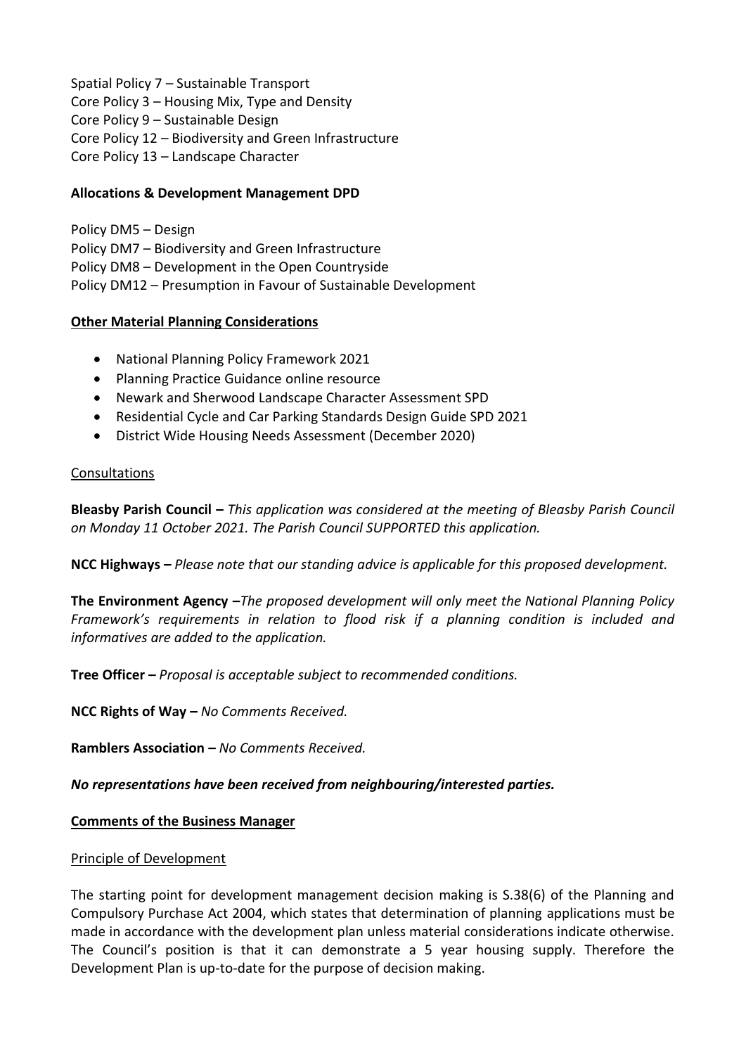Spatial Policy 7 – Sustainable Transport
Core Policy 3 – Housing Mix, Type and Density
Core Policy 9 – Sustainable Design
Core Policy 12 – Biodiversity and Green Infrastructure
Core Policy 13 – Landscape Character

**Allocations & Development Management DPD**

Policy DM5 – Design
Policy DM7 – Biodiversity and Green Infrastructure
Policy DM8 – Development in the Open Countryside
Policy DM12 – Presumption in Favour of Sustainable Development

**Other Material Planning Considerations**

- National Planning Policy Framework 2021
- Planning Practice Guidance online resource
- Newark and Sherwood Landscape Character Assessment SPD
- Residential Cycle and Car Parking Standards Design Guide SPD 2021
- District Wide Housing Needs Assessment (December 2020)

Consultations

**Bleasby Parish Council –** *This application was considered at the meeting of Bleasby Parish Council on Monday 11 October 2021. The Parish Council SUPPORTED this application.*

**NCC Highways –** *Please note that our standing advice is applicable for this proposed development.*

**The Environment Agency –***The proposed development will only meet the National Planning Policy Framework's requirements in relation to flood risk if a planning condition is included and informatives are added to the application.*

**Tree Officer –** *Proposal is acceptable subject to recommended conditions.*

**NCC Rights of Way –** *No Comments Received.*

**Ramblers Association –** *No Comments Received.*

***No representations have been received from neighbouring/interested parties.***

**Comments of the Business Manager**

Principle of Development

The starting point for development management decision making is S.38(6) of the Planning and Compulsory Purchase Act 2004, which states that determination of planning applications must be made in accordance with the development plan unless material considerations indicate otherwise. The Council's position is that it can demonstrate a 5 year housing supply. Therefore the Development Plan is up-to-date for the purpose of decision making.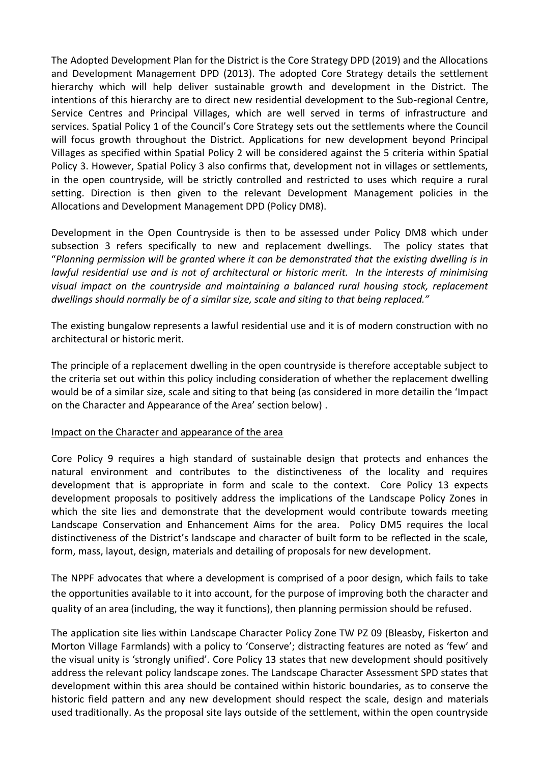The Adopted Development Plan for the District is the Core Strategy DPD (2019) and the Allocations and Development Management DPD (2013). The adopted Core Strategy details the settlement hierarchy which will help deliver sustainable growth and development in the District. The intentions of this hierarchy are to direct new residential development to the Sub-regional Centre, Service Centres and Principal Villages, which are well served in terms of infrastructure and services. Spatial Policy 1 of the Council's Core Strategy sets out the settlements where the Council will focus growth throughout the District. Applications for new development beyond Principal Villages as specified within Spatial Policy 2 will be considered against the 5 criteria within Spatial Policy 3. However, Spatial Policy 3 also confirms that, development not in villages or settlements, in the open countryside, will be strictly controlled and restricted to uses which require a rural setting. Direction is then given to the relevant Development Management policies in the Allocations and Development Management DPD (Policy DM8).

Development in the Open Countryside is then to be assessed under Policy DM8 which under subsection 3 refers specifically to new and replacement dwellings. The policy states that "*Planning permission will be granted where it can be demonstrated that the existing dwelling is in lawful residential use and is not of architectural or historic merit. In the interests of minimising visual impact on the countryside and maintaining a balanced rural housing stock, replacement dwellings should normally be of a similar size, scale and siting to that being replaced."*

The existing bungalow represents a lawful residential use and it is of modern construction with no architectural or historic merit.

The principle of a replacement dwelling in the open countryside is therefore acceptable subject to the criteria set out within this policy including consideration of whether the replacement dwelling would be of a similar size, scale and siting to that being (as considered in more detailin the 'Impact on the Character and Appearance of the Area' section below) .

Impact on the Character and appearance of the area

Core Policy 9 requires a high standard of sustainable design that protects and enhances the natural environment and contributes to the distinctiveness of the locality and requires development that is appropriate in form and scale to the context. Core Policy 13 expects development proposals to positively address the implications of the Landscape Policy Zones in which the site lies and demonstrate that the development would contribute towards meeting Landscape Conservation and Enhancement Aims for the area. Policy DM5 requires the local distinctiveness of the District's landscape and character of built form to be reflected in the scale, form, mass, layout, design, materials and detailing of proposals for new development.

The NPPF advocates that where a development is comprised of a poor design, which fails to take the opportunities available to it into account, for the purpose of improving both the character and quality of an area (including, the way it functions), then planning permission should be refused.

The application site lies within Landscape Character Policy Zone TW PZ 09 (Bleasby, Fiskerton and Morton Village Farmlands) with a policy to 'Conserve'; distracting features are noted as 'few' and the visual unity is 'strongly unified'. Core Policy 13 states that new development should positively address the relevant policy landscape zones. The Landscape Character Assessment SPD states that development within this area should be contained within historic boundaries, as to conserve the historic field pattern and any new development should respect the scale, design and materials used traditionally. As the proposal site lays outside of the settlement, within the open countryside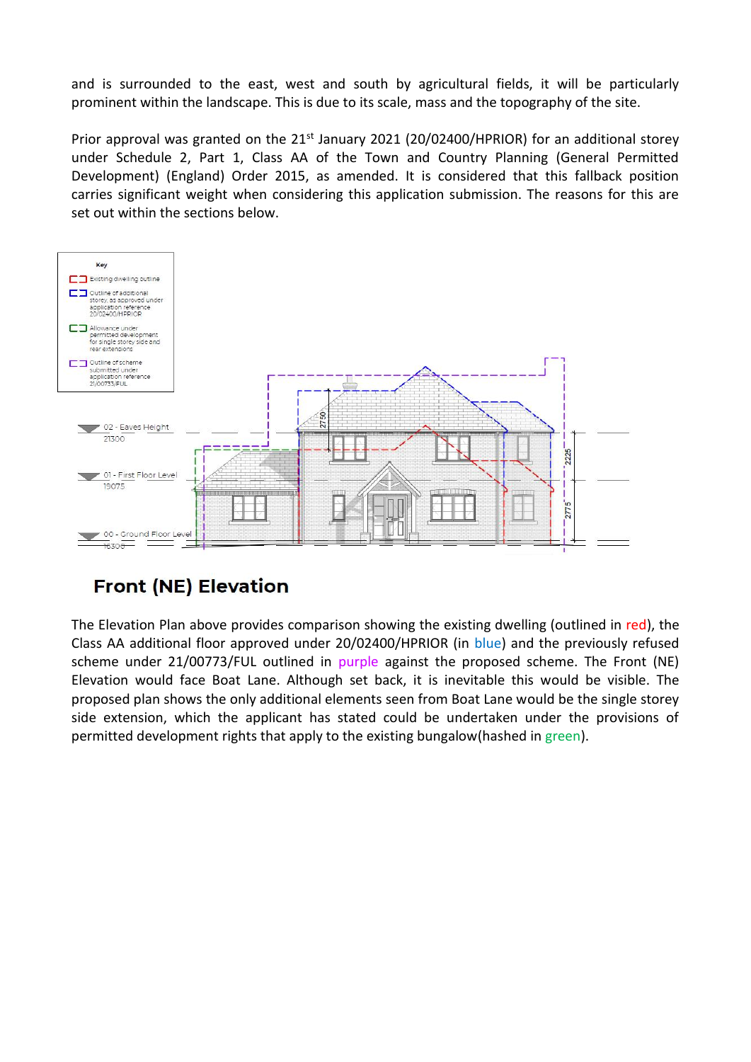and is surrounded to the east, west and south by agricultural fields, it will be particularly prominent within the landscape. This is due to its scale, mass and the topography of the site.

Prior approval was granted on the 21st January 2021 (20/02400/HPRIOR) for an additional storey under Schedule 2, Part 1, Class AA of the Town and Country Planning (General Permitted Development) (England) Order 2015, as amended. It is considered that this fallback position carries significant weight when considering this application submission. The reasons for this are set out within the sections below.

Key

- Existing dwelling outline
- Outline of additional storey, as approved under application reference 20/02400/HPRIOR
- Allowance under permitted development for single storey side and rear extensions
- Outline of scheme submitted under application reference 21/00733/FUL

02 - Eaves Height 21300

01 - First Floor Level 19075

00 - Ground Floor Level 16300

2750

2225

2775

## Front (NE) Elevation

The Elevation Plan above provides comparison showing the existing dwelling (outlined in red), the Class AA additional floor approved under 20/02400/HPRIOR (in blue) and the previously refused scheme under 21/00773/FUL outlined in purple against the proposed scheme. The Front (NE) Elevation would face Boat Lane. Although set back, it is inevitable this would be visible. The proposed plan shows the only additional elements seen from Boat Lane would be the single storey side extension, which the applicant has stated could be undertaken under the provisions of permitted development rights that apply to the existing bungalow(hashed in green).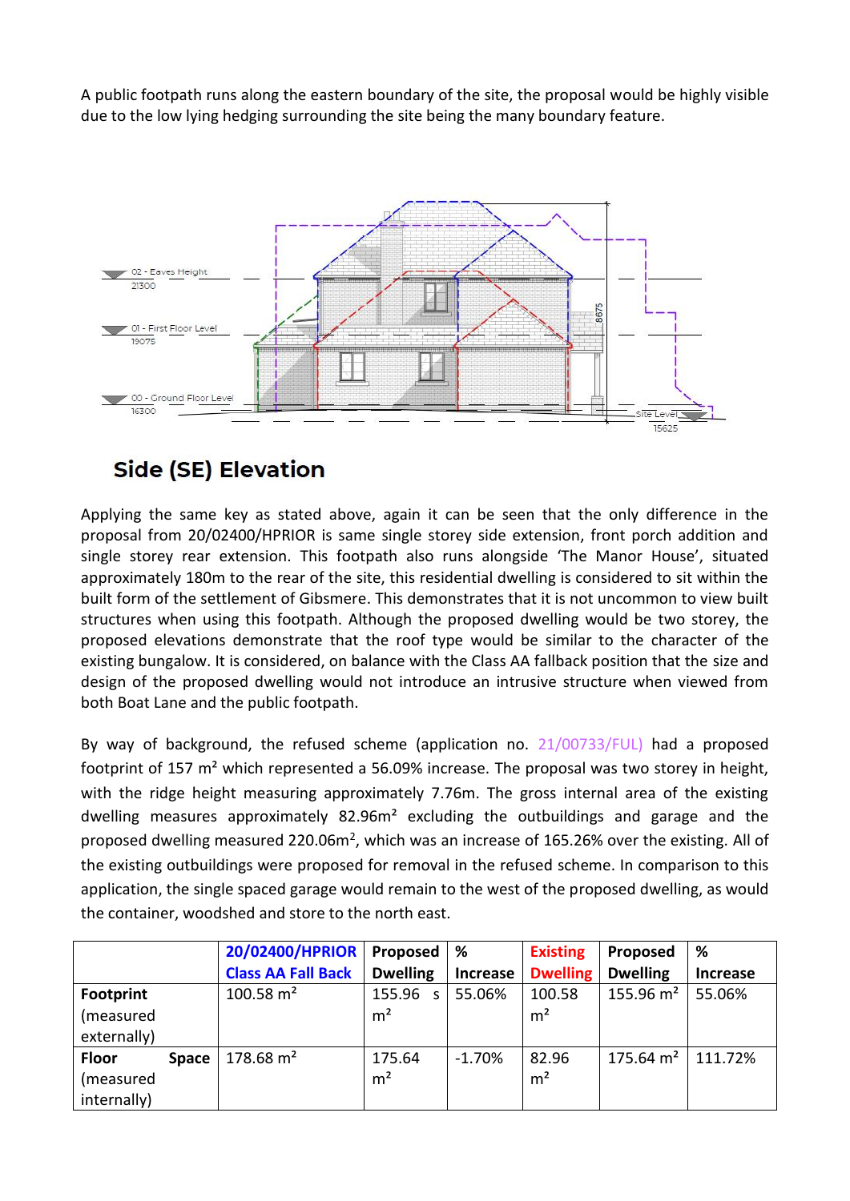A public footpath runs along the eastern boundary of the site, the proposal would be highly visible due to the low lying hedging surrounding the site being the many boundary feature.

02 - Eaves Height
21300

01 - First Floor Level
19075

00 - Ground Floor Level
16300

8675

Site Level
15625

## Side (SE) Elevation

Applying the same key as stated above, again it can be seen that the only difference in the proposal from 20/02400/HPRIOR is same single storey side extension, front porch addition and single storey rear extension. This footpath also runs alongside 'The Manor House', situated approximately 180m to the rear of the site, this residential dwelling is considered to sit within the built form of the settlement of Gibsmere. This demonstrates that it is not uncommon to view built structures when using this footpath. Although the proposed dwelling would be two storey, the proposed elevations demonstrate that the roof type would be similar to the character of the existing bungalow. It is considered, on balance with the Class AA fallback position that the size and design of the proposed dwelling would not introduce an intrusive structure when viewed from both Boat Lane and the public footpath.

By way of background, the refused scheme (application no. 21/00733/FUL) had a proposed footprint of 157 m² which represented a 56.09% increase. The proposal was two storey in height, with the ridge height measuring approximately 7.76m. The gross internal area of the existing dwelling measures approximately 82.96m² excluding the outbuildings and garage and the proposed dwelling measured 220.06m², which was an increase of 165.26% over the existing. All of the existing outbuildings were proposed for removal in the refused scheme. In comparison to this application, the single spaced garage would remain to the west of the proposed dwelling, as would the container, woodshed and store to the north east.

| | **20/02400/HPRIOR Class AA Fall Back** | **Proposed Dwelling** | **% Increase** | **Existing Dwelling** | **Proposed Dwelling** | **% Increase** |
|---|---|---|---|---|---|---|
| **Footprint** (measured externally) | 100.58 m² | 155.96 s m² | 55.06% | 100.58 m² | 155.96 m² | 55.06% |
| **Floor Space** (measured internally) | 178.68 m² | 175.64 m² | -1.70% | 82.96 m² | 175.64 m² | 111.72% |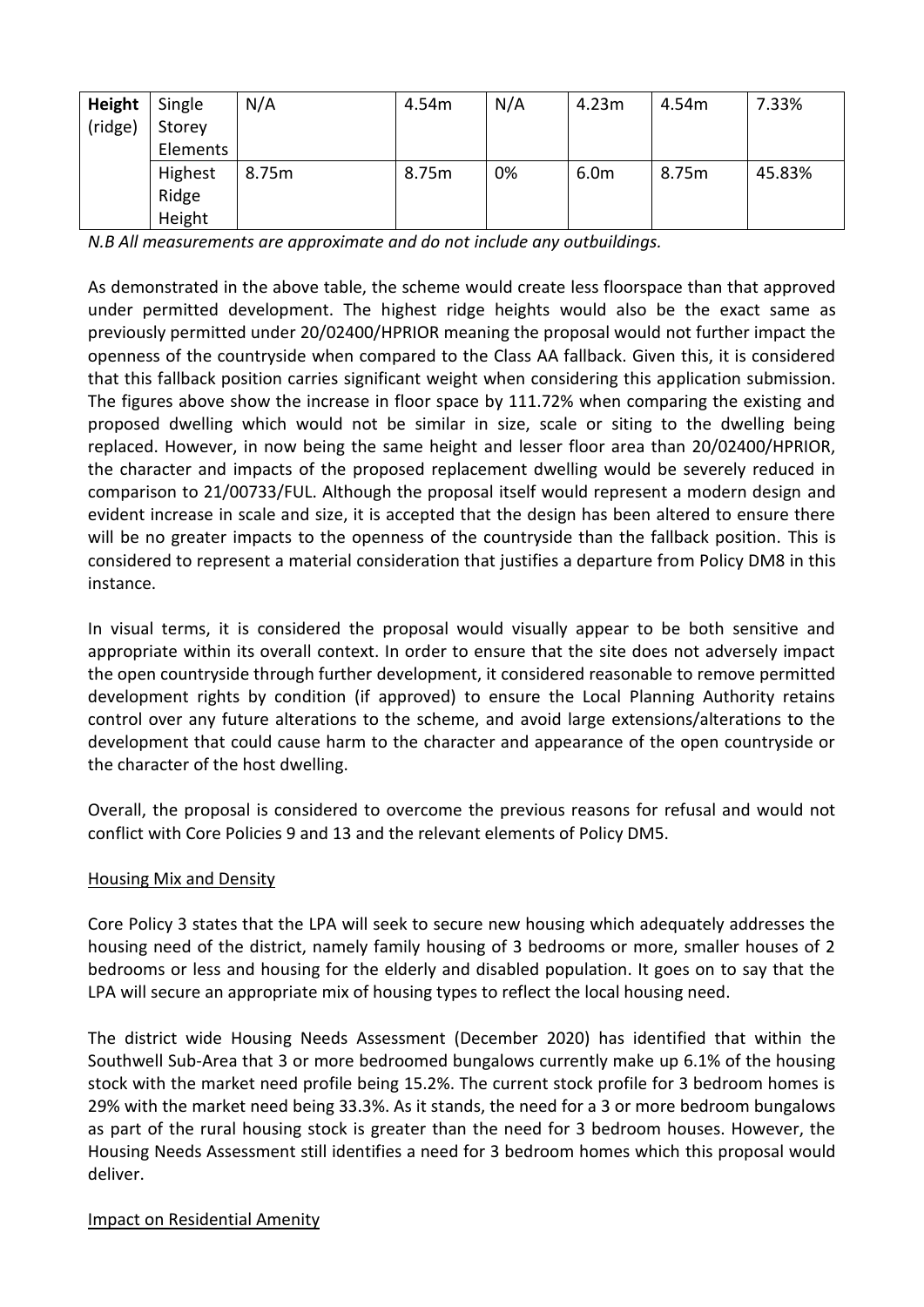| Height (ridge) | Single Storey Elements | N/A | 4.54m | N/A | 4.23m | 4.54m | 7.33% |
|---|---|---|---|---|---|---|---|
| | Highest Ridge Height | 8.75m | 8.75m | 0% | 6.0m | 8.75m | 45.83% |

*N.B All measurements are approximate and do not include any outbuildings.*

As demonstrated in the above table, the scheme would create less floorspace than that approved under permitted development. The highest ridge heights would also be the exact same as previously permitted under 20/02400/HPRIOR meaning the proposal would not further impact the openness of the countryside when compared to the Class AA fallback. Given this, it is considered that this fallback position carries significant weight when considering this application submission. The figures above show the increase in floor space by 111.72% when comparing the existing and proposed dwelling which would not be similar in size, scale or siting to the dwelling being replaced. However, in now being the same height and lesser floor area than 20/02400/HPRIOR, the character and impacts of the proposed replacement dwelling would be severely reduced in comparison to 21/00733/FUL. Although the proposal itself would represent a modern design and evident increase in scale and size, it is accepted that the design has been altered to ensure there will be no greater impacts to the openness of the countryside than the fallback position. This is considered to represent a material consideration that justifies a departure from Policy DM8 in this instance.

In visual terms, it is considered the proposal would visually appear to be both sensitive and appropriate within its overall context. In order to ensure that the site does not adversely impact the open countryside through further development, it considered reasonable to remove permitted development rights by condition (if approved) to ensure the Local Planning Authority retains control over any future alterations to the scheme, and avoid large extensions/alterations to the development that could cause harm to the character and appearance of the open countryside or the character of the host dwelling.

Overall, the proposal is considered to overcome the previous reasons for refusal and would not conflict with Core Policies 9 and 13 and the relevant elements of Policy DM5.

<u>Housing Mix and Density</u>

Core Policy 3 states that the LPA will seek to secure new housing which adequately addresses the housing need of the district, namely family housing of 3 bedrooms or more, smaller houses of 2 bedrooms or less and housing for the elderly and disabled population. It goes on to say that the LPA will secure an appropriate mix of housing types to reflect the local housing need.

The district wide Housing Needs Assessment (December 2020) has identified that within the Southwell Sub-Area that 3 or more bedroomed bungalows currently make up 6.1% of the housing stock with the market need profile being 15.2%. The current stock profile for 3 bedroom homes is 29% with the market need being 33.3%. As it stands, the need for a 3 or more bedroom bungalows as part of the rural housing stock is greater than the need for 3 bedroom houses. However, the Housing Needs Assessment still identifies a need for 3 bedroom homes which this proposal would deliver.

<u>Impact on Residential Amenity</u>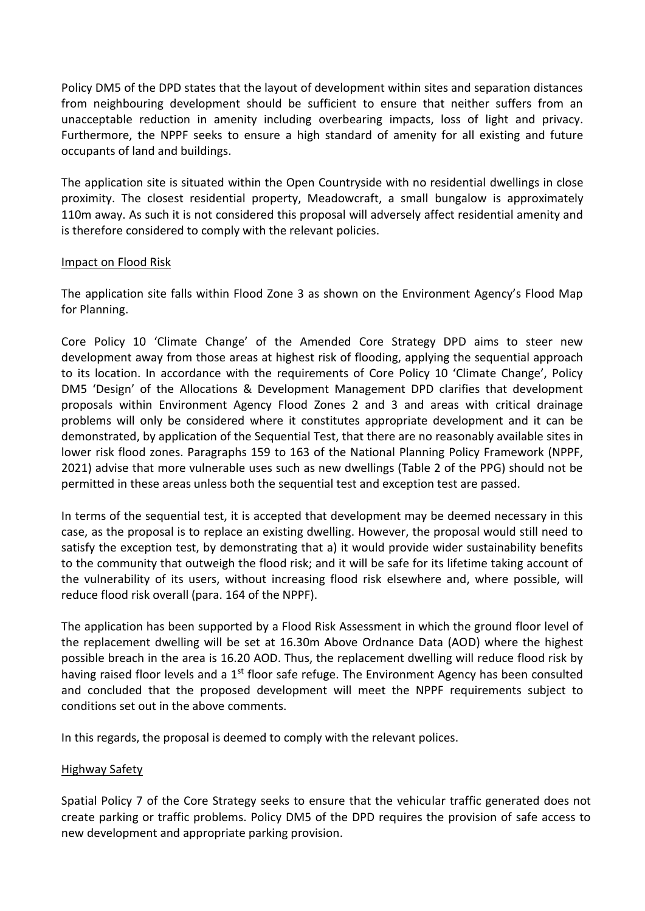Policy DM5 of the DPD states that the layout of development within sites and separation distances from neighbouring development should be sufficient to ensure that neither suffers from an unacceptable reduction in amenity including overbearing impacts, loss of light and privacy. Furthermore, the NPPF seeks to ensure a high standard of amenity for all existing and future occupants of land and buildings.

The application site is situated within the Open Countryside with no residential dwellings in close proximity. The closest residential property, Meadowcraft, a small bungalow is approximately 110m away. As such it is not considered this proposal will adversely affect residential amenity and is therefore considered to comply with the relevant policies.

Impact on Flood Risk

The application site falls within Flood Zone 3 as shown on the Environment Agency's Flood Map for Planning.

Core Policy 10 'Climate Change' of the Amended Core Strategy DPD aims to steer new development away from those areas at highest risk of flooding, applying the sequential approach to its location. In accordance with the requirements of Core Policy 10 'Climate Change', Policy DM5 'Design' of the Allocations & Development Management DPD clarifies that development proposals within Environment Agency Flood Zones 2 and 3 and areas with critical drainage problems will only be considered where it constitutes appropriate development and it can be demonstrated, by application of the Sequential Test, that there are no reasonably available sites in lower risk flood zones. Paragraphs 159 to 163 of the National Planning Policy Framework (NPPF, 2021) advise that more vulnerable uses such as new dwellings (Table 2 of the PPG) should not be permitted in these areas unless both the sequential test and exception test are passed.

In terms of the sequential test, it is accepted that development may be deemed necessary in this case, as the proposal is to replace an existing dwelling. However, the proposal would still need to satisfy the exception test, by demonstrating that a) it would provide wider sustainability benefits to the community that outweigh the flood risk; and it will be safe for its lifetime taking account of the vulnerability of its users, without increasing flood risk elsewhere and, where possible, will reduce flood risk overall (para. 164 of the NPPF).

The application has been supported by a Flood Risk Assessment in which the ground floor level of the replacement dwelling will be set at 16.30m Above Ordnance Data (AOD) where the highest possible breach in the area is 16.20 AOD. Thus, the replacement dwelling will reduce flood risk by having raised floor levels and a 1st floor safe refuge. The Environment Agency has been consulted and concluded that the proposed development will meet the NPPF requirements subject to conditions set out in the above comments.

In this regards, the proposal is deemed to comply with the relevant polices.

Highway Safety

Spatial Policy 7 of the Core Strategy seeks to ensure that the vehicular traffic generated does not create parking or traffic problems. Policy DM5 of the DPD requires the provision of safe access to new development and appropriate parking provision.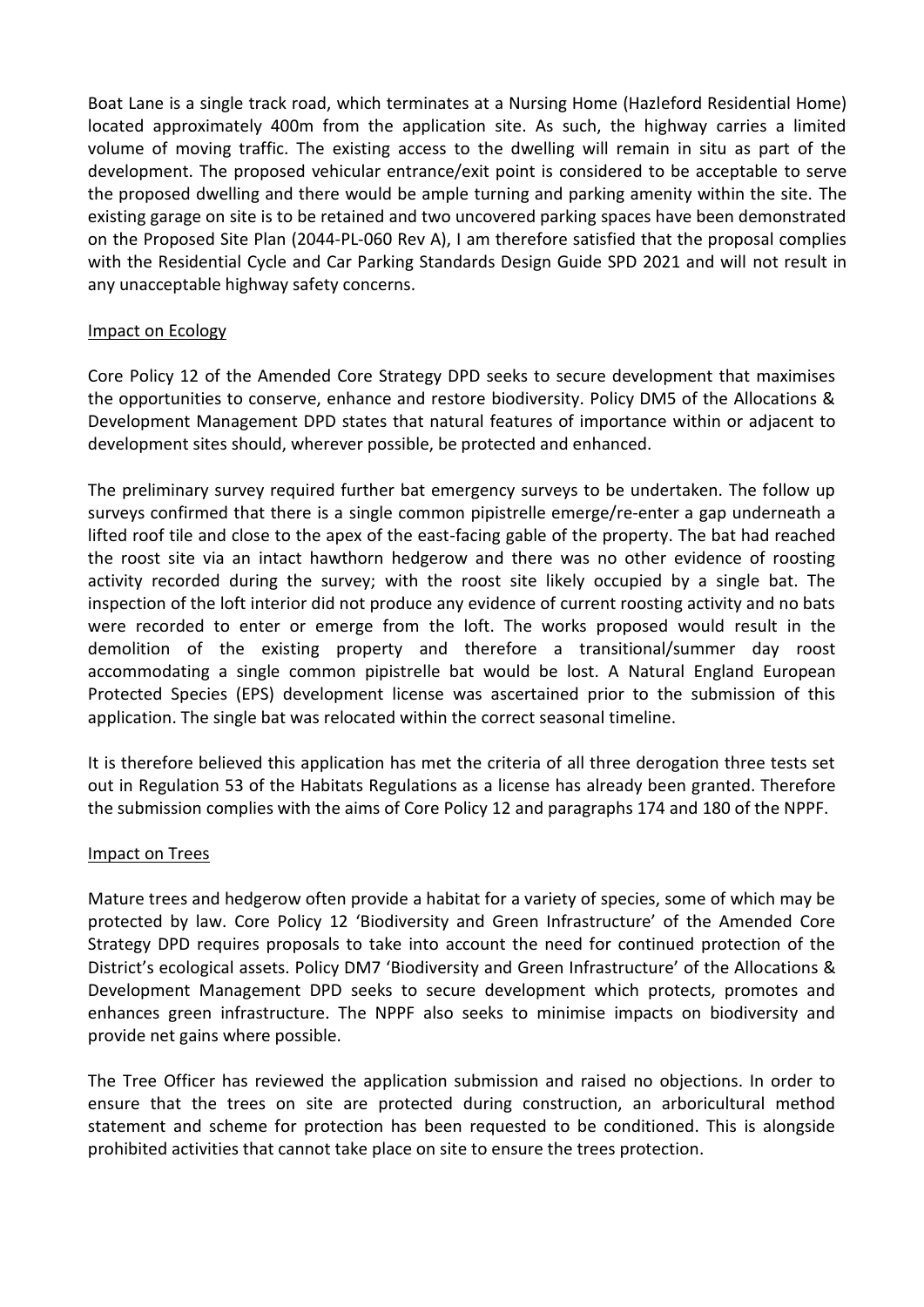Boat Lane is a single track road, which terminates at a Nursing Home (Hazleford Residential Home) located approximately 400m from the application site. As such, the highway carries a limited volume of moving traffic. The existing access to the dwelling will remain in situ as part of the development. The proposed vehicular entrance/exit point is considered to be acceptable to serve the proposed dwelling and there would be ample turning and parking amenity within the site. The existing garage on site is to be retained and two uncovered parking spaces have been demonstrated on the Proposed Site Plan (2044-PL-060 Rev A), I am therefore satisfied that the proposal complies with the Residential Cycle and Car Parking Standards Design Guide SPD 2021 and will not result in any unacceptable highway safety concerns.

## Impact on Ecology

Core Policy 12 of the Amended Core Strategy DPD seeks to secure development that maximises the opportunities to conserve, enhance and restore biodiversity. Policy DM5 of the Allocations & Development Management DPD states that natural features of importance within or adjacent to development sites should, wherever possible, be protected and enhanced.

The preliminary survey required further bat emergency surveys to be undertaken. The follow up surveys confirmed that there is a single common pipistrelle emerge/re-enter a gap underneath a lifted roof tile and close to the apex of the east-facing gable of the property. The bat had reached the roost site via an intact hawthorn hedgerow and there was no other evidence of roosting activity recorded during the survey; with the roost site likely occupied by a single bat. The inspection of the loft interior did not produce any evidence of current roosting activity and no bats were recorded to enter or emerge from the loft. The works proposed would result in the demolition of the existing property and therefore a transitional/summer day roost accommodating a single common pipistrelle bat would be lost. A Natural England European Protected Species (EPS) development license was ascertained prior to the submission of this application. The single bat was relocated within the correct seasonal timeline.

It is therefore believed this application has met the criteria of all three derogation three tests set out in Regulation 53 of the Habitats Regulations as a license has already been granted. Therefore the submission complies with the aims of Core Policy 12 and paragraphs 174 and 180 of the NPPF.

## Impact on Trees

Mature trees and hedgerow often provide a habitat for a variety of species, some of which may be protected by law. Core Policy 12 'Biodiversity and Green Infrastructure' of the Amended Core Strategy DPD requires proposals to take into account the need for continued protection of the District's ecological assets. Policy DM7 'Biodiversity and Green Infrastructure' of the Allocations & Development Management DPD seeks to secure development which protects, promotes and enhances green infrastructure. The NPPF also seeks to minimise impacts on biodiversity and provide net gains where possible.

The Tree Officer has reviewed the application submission and raised no objections. In order to ensure that the trees on site are protected during construction, an arboricultural method statement and scheme for protection has been requested to be conditioned. This is alongside prohibited activities that cannot take place on site to ensure the trees protection.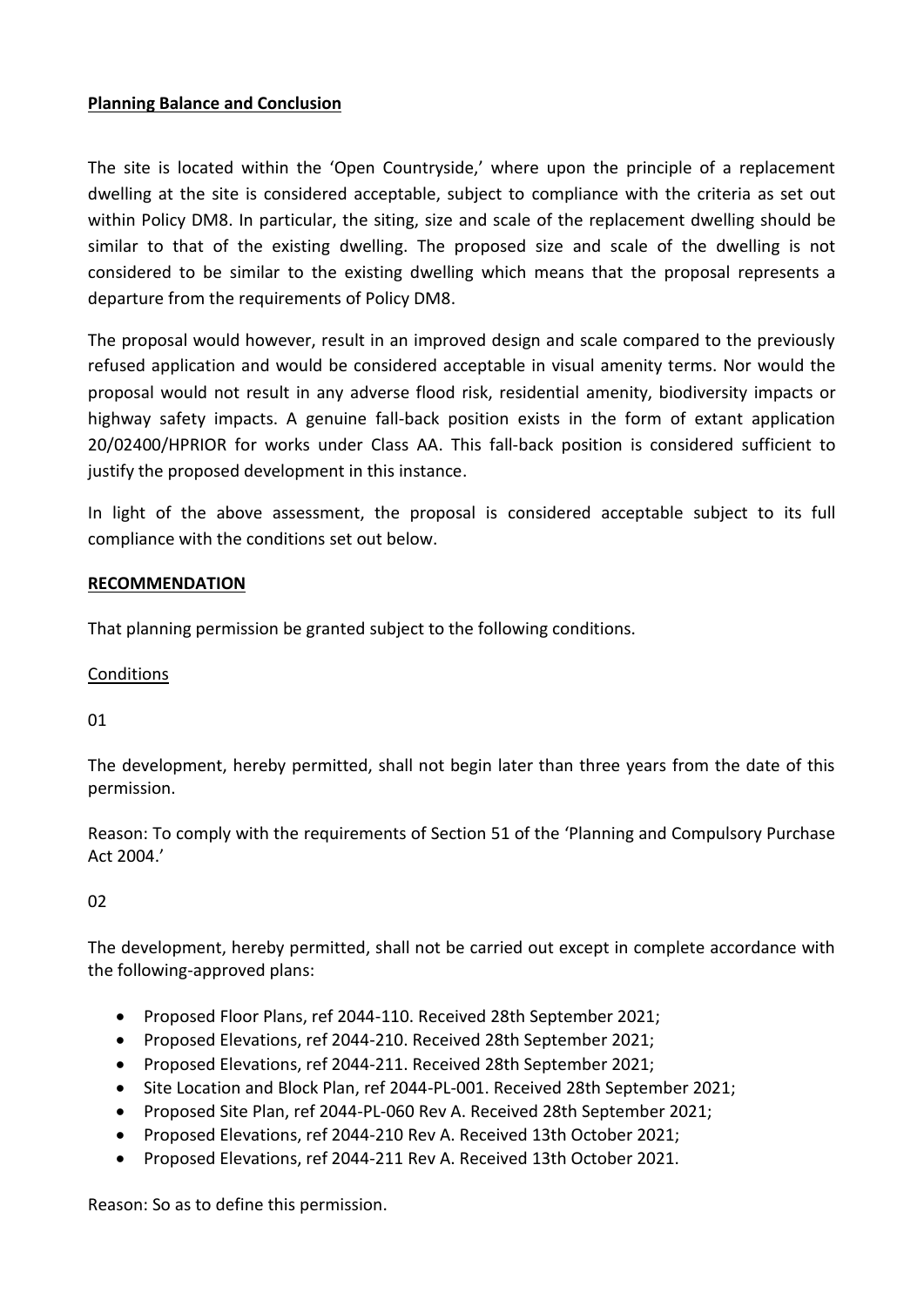**Planning Balance and Conclusion**

The site is located within the 'Open Countryside,' where upon the principle of a replacement dwelling at the site is considered acceptable, subject to compliance with the criteria as set out within Policy DM8. In particular, the siting, size and scale of the replacement dwelling should be similar to that of the existing dwelling. The proposed size and scale of the dwelling is not considered to be similar to the existing dwelling which means that the proposal represents a departure from the requirements of Policy DM8.

The proposal would however, result in an improved design and scale compared to the previously refused application and would be considered acceptable in visual amenity terms. Nor would the proposal would not result in any adverse flood risk, residential amenity, biodiversity impacts or highway safety impacts. A genuine fall-back position exists in the form of extant application 20/02400/HPRIOR for works under Class AA. This fall-back position is considered sufficient to justify the proposed development in this instance.

In light of the above assessment, the proposal is considered acceptable subject to its full compliance with the conditions set out below.

**RECOMMENDATION**

That planning permission be granted subject to the following conditions.

Conditions

01

The development, hereby permitted, shall not begin later than three years from the date of this permission.

Reason: To comply with the requirements of Section 51 of the 'Planning and Compulsory Purchase Act 2004.'

02

The development, hereby permitted, shall not be carried out except in complete accordance with the following-approved plans:

- Proposed Floor Plans, ref 2044-110. Received 28th September 2021;
- Proposed Elevations, ref 2044-210. Received 28th September 2021;
- Proposed Elevations, ref 2044-211. Received 28th September 2021;
- Site Location and Block Plan, ref 2044-PL-001. Received 28th September 2021;
- Proposed Site Plan, ref 2044-PL-060 Rev A. Received 28th September 2021;
- Proposed Elevations, ref 2044-210 Rev A. Received 13th October 2021;
- Proposed Elevations, ref 2044-211 Rev A. Received 13th October 2021.

Reason: So as to define this permission.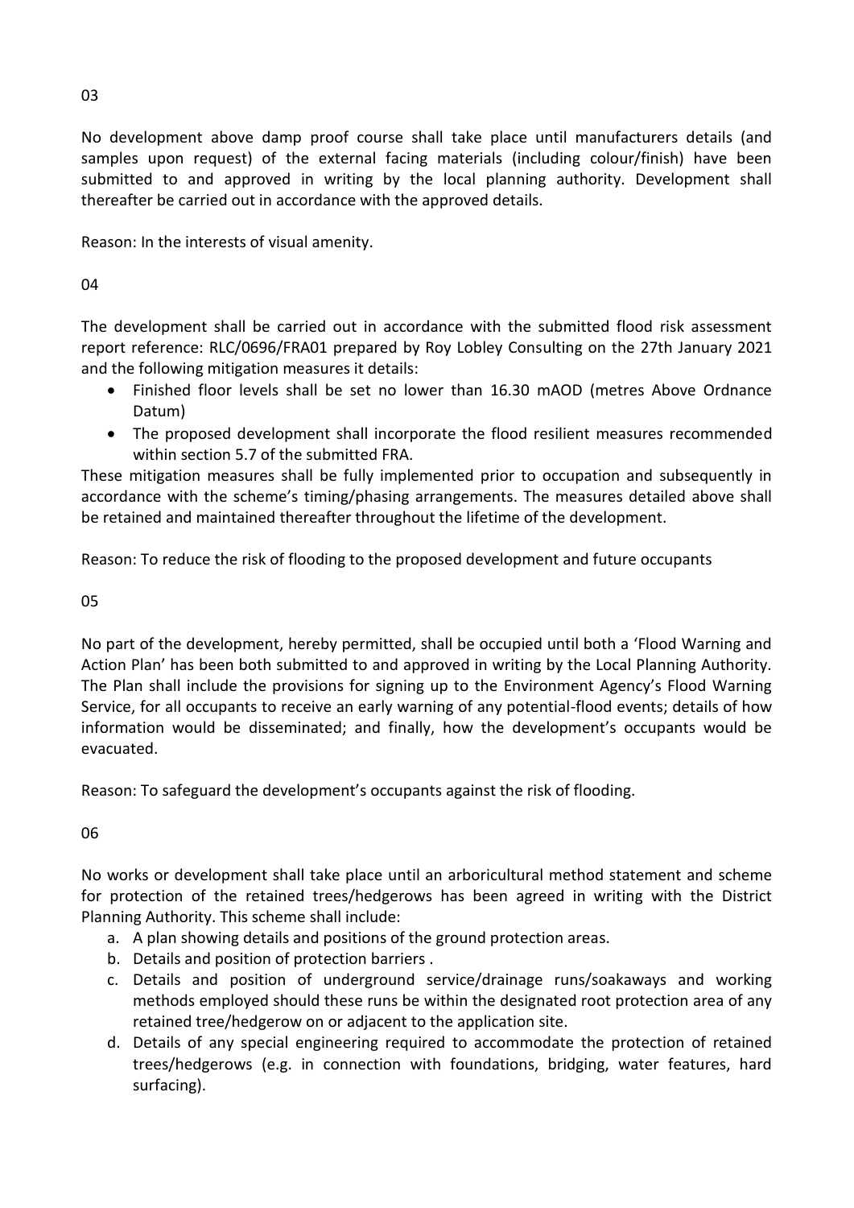03

No development above damp proof course shall take place until manufacturers details (and samples upon request) of the external facing materials (including colour/finish) have been submitted to and approved in writing by the local planning authority. Development shall thereafter be carried out in accordance with the approved details.

Reason: In the interests of visual amenity.

04

The development shall be carried out in accordance with the submitted flood risk assessment report reference: RLC/0696/FRA01 prepared by Roy Lobley Consulting on the 27th January 2021 and the following mitigation measures it details:

- Finished floor levels shall be set no lower than 16.30 mAOD (metres Above Ordnance Datum)
- The proposed development shall incorporate the flood resilient measures recommended within section 5.7 of the submitted FRA.

These mitigation measures shall be fully implemented prior to occupation and subsequently in accordance with the scheme's timing/phasing arrangements. The measures detailed above shall be retained and maintained thereafter throughout the lifetime of the development.

Reason: To reduce the risk of flooding to the proposed development and future occupants

05

No part of the development, hereby permitted, shall be occupied until both a 'Flood Warning and Action Plan' has been both submitted to and approved in writing by the Local Planning Authority. The Plan shall include the provisions for signing up to the Environment Agency's Flood Warning Service, for all occupants to receive an early warning of any potential-flood events; details of how information would be disseminated; and finally, how the development's occupants would be evacuated.

Reason: To safeguard the development's occupants against the risk of flooding.

06

No works or development shall take place until an arboricultural method statement and scheme for protection of the retained trees/hedgerows has been agreed in writing with the District Planning Authority. This scheme shall include:

a. A plan showing details and positions of the ground protection areas.
b. Details and position of protection barriers .
c. Details and position of underground service/drainage runs/soakaways and working methods employed should these runs be within the designated root protection area of any retained tree/hedgerow on or adjacent to the application site.
d. Details of any special engineering required to accommodate the protection of retained trees/hedgerows (e.g. in connection with foundations, bridging, water features, hard surfacing).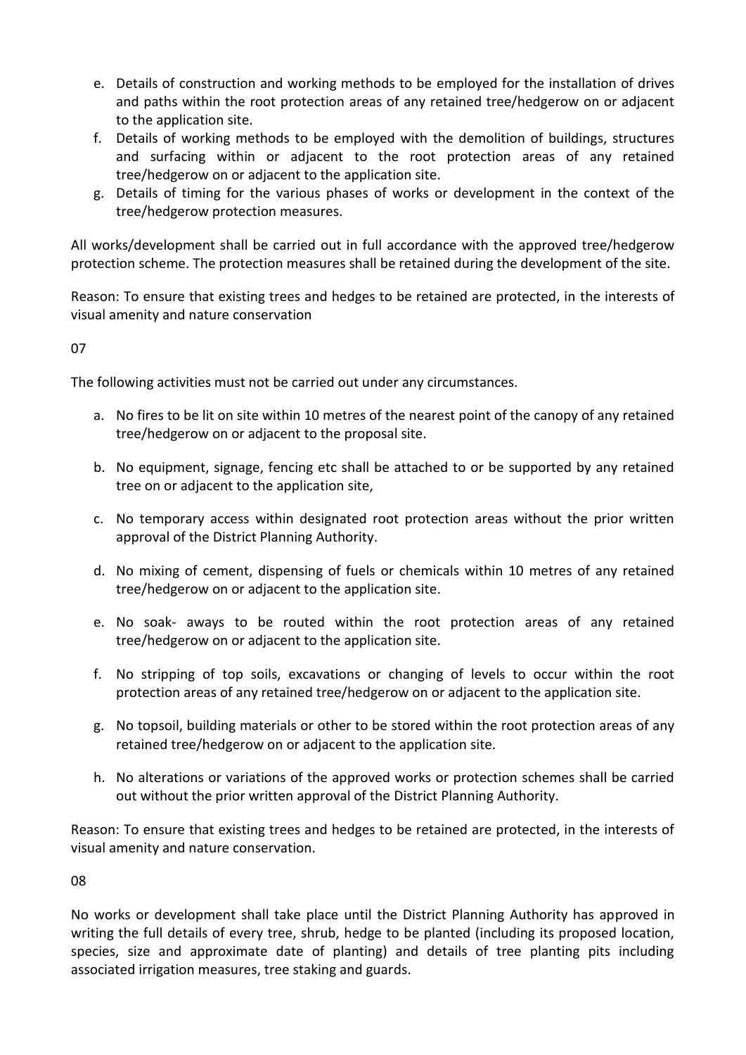e. Details of construction and working methods to be employed for the installation of drives and paths within the root protection areas of any retained tree/hedgerow on or adjacent to the application site.
f. Details of working methods to be employed with the demolition of buildings, structures and surfacing within or adjacent to the root protection areas of any retained tree/hedgerow on or adjacent to the application site.
g. Details of timing for the various phases of works or development in the context of the tree/hedgerow protection measures.

All works/development shall be carried out in full accordance with the approved tree/hedgerow protection scheme. The protection measures shall be retained during the development of the site.

Reason: To ensure that existing trees and hedges to be retained are protected, in the interests of visual amenity and nature conservation

07

The following activities must not be carried out under any circumstances.

a. No fires to be lit on site within 10 metres of the nearest point of the canopy of any retained tree/hedgerow on or adjacent to the proposal site.

b. No equipment, signage, fencing etc shall be attached to or be supported by any retained tree on or adjacent to the application site,

c. No temporary access within designated root protection areas without the prior written approval of the District Planning Authority.

d. No mixing of cement, dispensing of fuels or chemicals within 10 metres of any retained tree/hedgerow on or adjacent to the application site.

e. No soak- aways to be routed within the root protection areas of any retained tree/hedgerow on or adjacent to the application site.

f. No stripping of top soils, excavations or changing of levels to occur within the root protection areas of any retained tree/hedgerow on or adjacent to the application site.

g. No topsoil, building materials or other to be stored within the root protection areas of any retained tree/hedgerow on or adjacent to the application site.

h. No alterations or variations of the approved works or protection schemes shall be carried out without the prior written approval of the District Planning Authority.

Reason: To ensure that existing trees and hedges to be retained are protected, in the interests of visual amenity and nature conservation.

08

No works or development shall take place until the District Planning Authority has approved in writing the full details of every tree, shrub, hedge to be planted (including its proposed location, species, size and approximate date of planting) and details of tree planting pits including associated irrigation measures, tree staking and guards.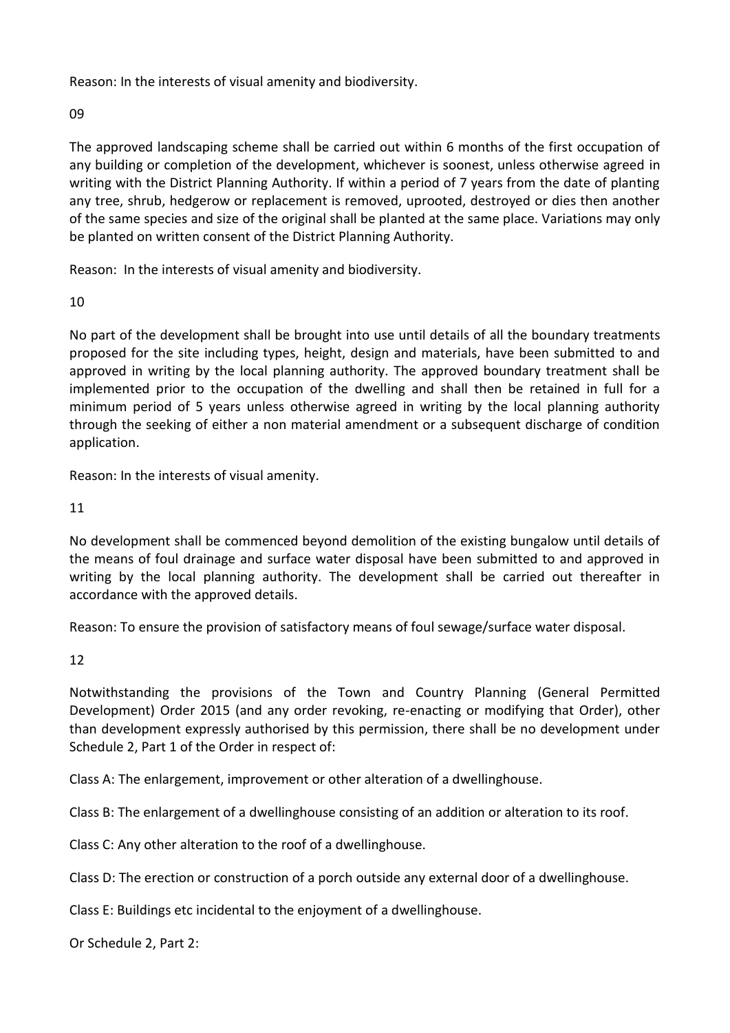Reason: In the interests of visual amenity and biodiversity.

09

The approved landscaping scheme shall be carried out within 6 months of the first occupation of any building or completion of the development, whichever is soonest, unless otherwise agreed in writing with the District Planning Authority. If within a period of 7 years from the date of planting any tree, shrub, hedgerow or replacement is removed, uprooted, destroyed or dies then another of the same species and size of the original shall be planted at the same place. Variations may only be planted on written consent of the District Planning Authority.

Reason: In the interests of visual amenity and biodiversity.

10

No part of the development shall be brought into use until details of all the boundary treatments proposed for the site including types, height, design and materials, have been submitted to and approved in writing by the local planning authority. The approved boundary treatment shall be implemented prior to the occupation of the dwelling and shall then be retained in full for a minimum period of 5 years unless otherwise agreed in writing by the local planning authority through the seeking of either a non material amendment or a subsequent discharge of condition application.

Reason: In the interests of visual amenity.

11

No development shall be commenced beyond demolition of the existing bungalow until details of the means of foul drainage and surface water disposal have been submitted to and approved in writing by the local planning authority. The development shall be carried out thereafter in accordance with the approved details.

Reason: To ensure the provision of satisfactory means of foul sewage/surface water disposal.

12

Notwithstanding the provisions of the Town and Country Planning (General Permitted Development) Order 2015 (and any order revoking, re-enacting or modifying that Order), other than development expressly authorised by this permission, there shall be no development under Schedule 2, Part 1 of the Order in respect of:

Class A: The enlargement, improvement or other alteration of a dwellinghouse.

Class B: The enlargement of a dwellinghouse consisting of an addition or alteration to its roof.

Class C: Any other alteration to the roof of a dwellinghouse.

Class D: The erection or construction of a porch outside any external door of a dwellinghouse.

Class E: Buildings etc incidental to the enjoyment of a dwellinghouse.

Or Schedule 2, Part 2: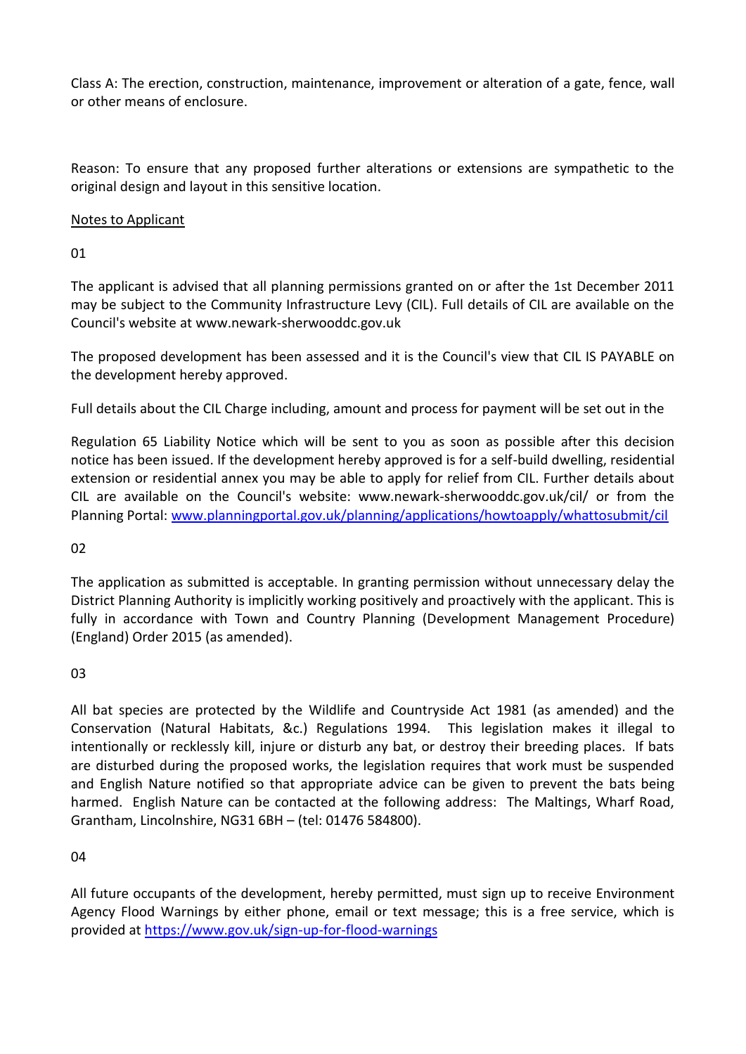Class A: The erection, construction, maintenance, improvement or alteration of a gate, fence, wall or other means of enclosure.

Reason: To ensure that any proposed further alterations or extensions are sympathetic to the original design and layout in this sensitive location.

<u>Notes to Applicant</u>

01

The applicant is advised that all planning permissions granted on or after the 1st December 2011 may be subject to the Community Infrastructure Levy (CIL). Full details of CIL are available on the Council's website at www.newark-sherwooddc.gov.uk

The proposed development has been assessed and it is the Council's view that CIL IS PAYABLE on the development hereby approved.

Full details about the CIL Charge including, amount and process for payment will be set out in the

Regulation 65 Liability Notice which will be sent to you as soon as possible after this decision notice has been issued. If the development hereby approved is for a self-build dwelling, residential extension or residential annex you may be able to apply for relief from CIL. Further details about CIL are available on the Council's website: www.newark-sherwooddc.gov.uk/cil/ or from the Planning Portal: [www.planningportal.gov.uk/planning/applications/howtoapply/whattosubmit/cil](www.planningportal.gov.uk/planning/applications/howtoapply/whattosubmit/cil)

02

The application as submitted is acceptable. In granting permission without unnecessary delay the District Planning Authority is implicitly working positively and proactively with the applicant. This is fully in accordance with Town and Country Planning (Development Management Procedure) (England) Order 2015 (as amended).

03

All bat species are protected by the Wildlife and Countryside Act 1981 (as amended) and the Conservation (Natural Habitats, &c.) Regulations 1994. This legislation makes it illegal to intentionally or recklessly kill, injure or disturb any bat, or destroy their breeding places. If bats are disturbed during the proposed works, the legislation requires that work must be suspended and English Nature notified so that appropriate advice can be given to prevent the bats being harmed. English Nature can be contacted at the following address: The Maltings, Wharf Road, Grantham, Lincolnshire, NG31 6BH – (tel: 01476 584800).

04

All future occupants of the development, hereby permitted, must sign up to receive Environment Agency Flood Warnings by either phone, email or text message; this is a free service, which is provided at [https://www.gov.uk/sign-up-for-flood-warnings](https://www.gov.uk/sign-up-for-flood-warnings)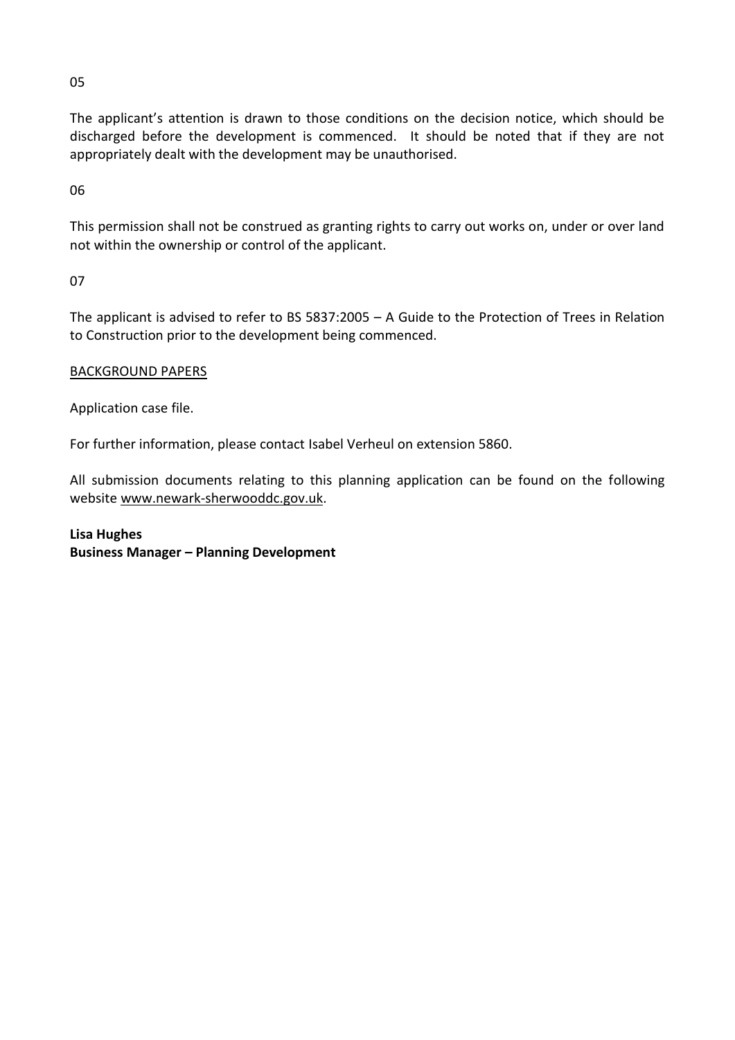05

The applicant's attention is drawn to those conditions on the decision notice, which should be discharged before the development is commenced. It should be noted that if they are not appropriately dealt with the development may be unauthorised.

06

This permission shall not be construed as granting rights to carry out works on, under or over land not within the ownership or control of the applicant.

07

The applicant is advised to refer to BS 5837:2005 – A Guide to the Protection of Trees in Relation to Construction prior to the development being commenced.

BACKGROUND PAPERS

Application case file.

For further information, please contact Isabel Verheul on extension 5860.

All submission documents relating to this planning application can be found on the following website www.newark-sherwooddc.gov.uk.

**Lisa Hughes**
**Business Manager – Planning Development**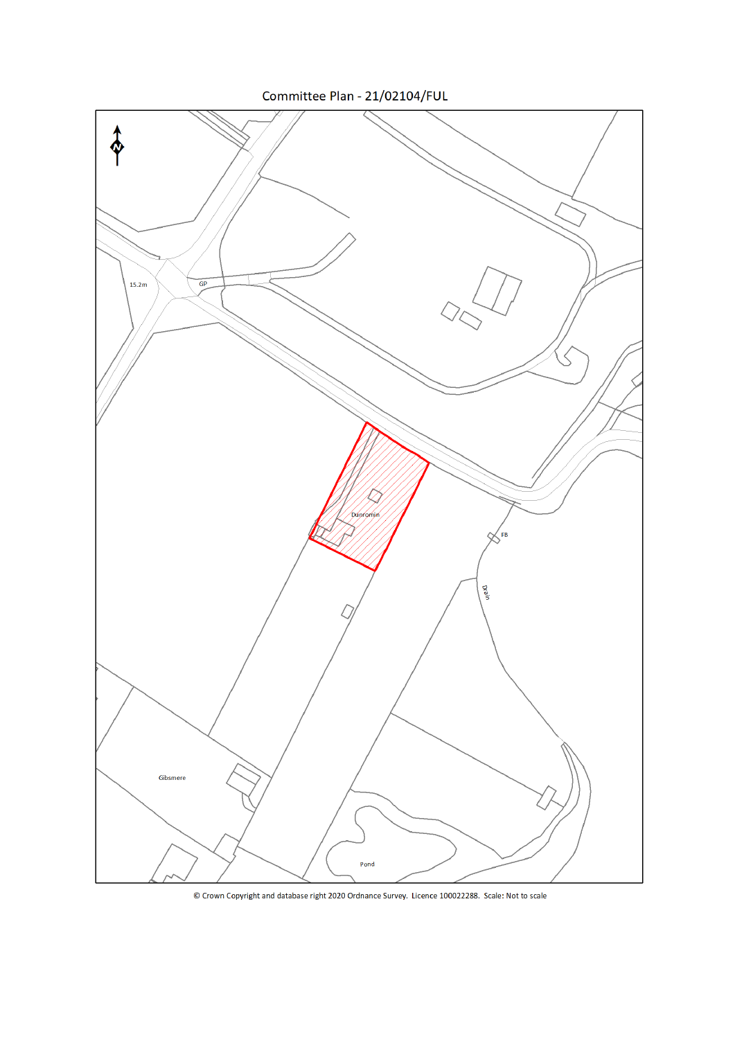# Committee Plan - 21/02104/FUL

N

15.2m

GP

Dunromin

FB

Drain

Gibsmere

Pond

© Crown Copyright and database right 2020 Ordnance Survey. Licence 100022288. Scale: Not to scale